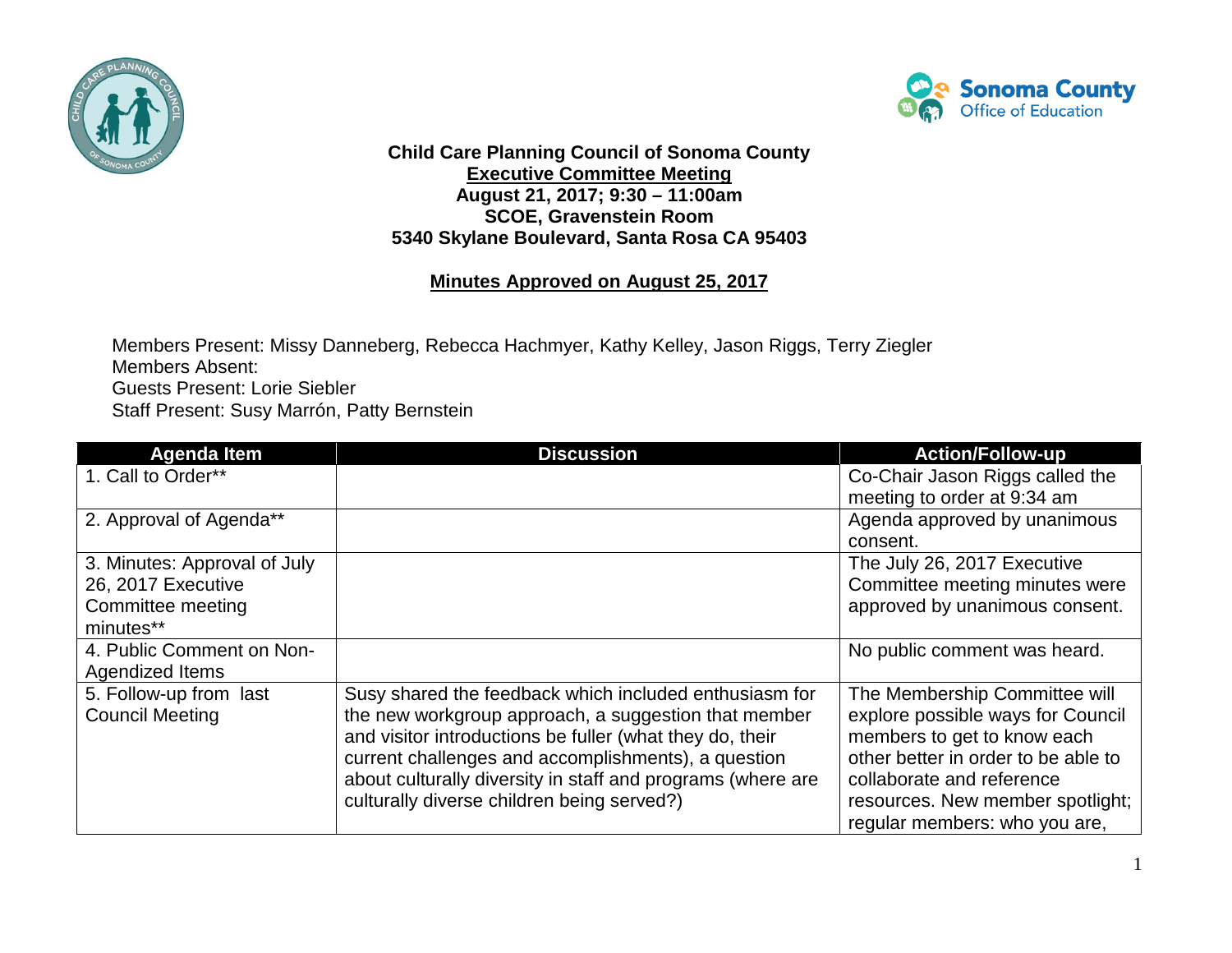**Child Care Planning Council of Sonoma County**
**Executive Committee Meeting**
**August 21, 2017; 9:30 – 11:00am**
**SCOE, Gravenstein Room**
**5340 Skylane Boulevard, Santa Rosa CA 95403**

**Minutes Approved on August 25, 2017**

Members Present: Missy Danneberg, Rebecca Hachmyer, Kathy Kelley, Jason Riggs, Terry Ziegler
Members Absent:
Guests Present: Lorie Siebler
Staff Present: Susy Marrón, Patty Bernstein

| Agenda Item | Discussion | Action/Follow-up |
| --- | --- | --- |
| 1. Call to Order** | | Co-Chair Jason Riggs called the meeting to order at 9:34 am |
| 2. Approval of Agenda** | | Agenda approved by unanimous consent. |
| 3. Minutes: Approval of July 26, 2017 Executive Committee meeting minutes** | | The July 26, 2017 Executive Committee meeting minutes were approved by unanimous consent. |
| 4. Public Comment on Non-Agendized Items | | No public comment was heard. |
| 5. Follow-up from last Council Meeting | Susy shared the feedback which included enthusiasm for the new workgroup approach, a suggestion that member and visitor introductions be fuller (what they do, their current challenges and accomplishments), a question about culturally diversity in staff and programs (where are culturally diverse children being served?) | The Membership Committee will explore possible ways for Council members to get to know each other better in order to be able to collaborate and reference resources. New member spotlight; regular members: who you are, |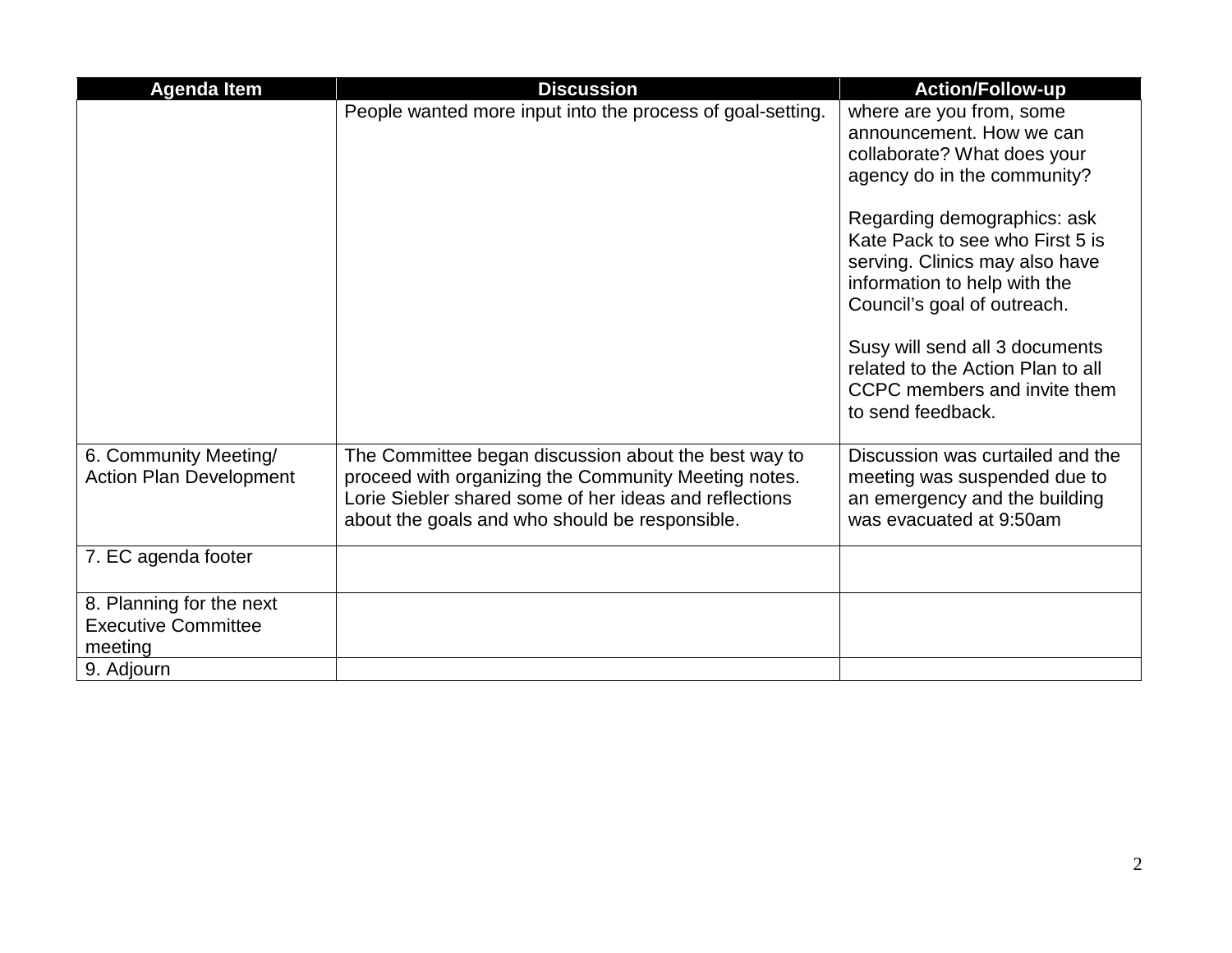| Agenda Item | Discussion | Action/Follow-up |
|---|---|---|
| | People wanted more input into the process of goal-setting. | where are you from, some announcement. How we can collaborate? What does your agency do in the community?<br><br>Regarding demographics: ask Kate Pack to see who First 5 is serving. Clinics may also have information to help with the Council's goal of outreach.<br><br>Susy will send all 3 documents related to the Action Plan to all CCPC members and invite them to send feedback. |
| 6. Community Meeting/ Action Plan Development | The Committee began discussion about the best way to proceed with organizing the Community Meeting notes. Lorie Siebler shared some of her ideas and reflections about the goals and who should be responsible. | Discussion was curtailed and the meeting was suspended due to an emergency and the building was evacuated at 9:50am |
| 7. EC agenda footer | | |
| 8. Planning for the next Executive Committee meeting | | |
| 9. Adjourn | | |